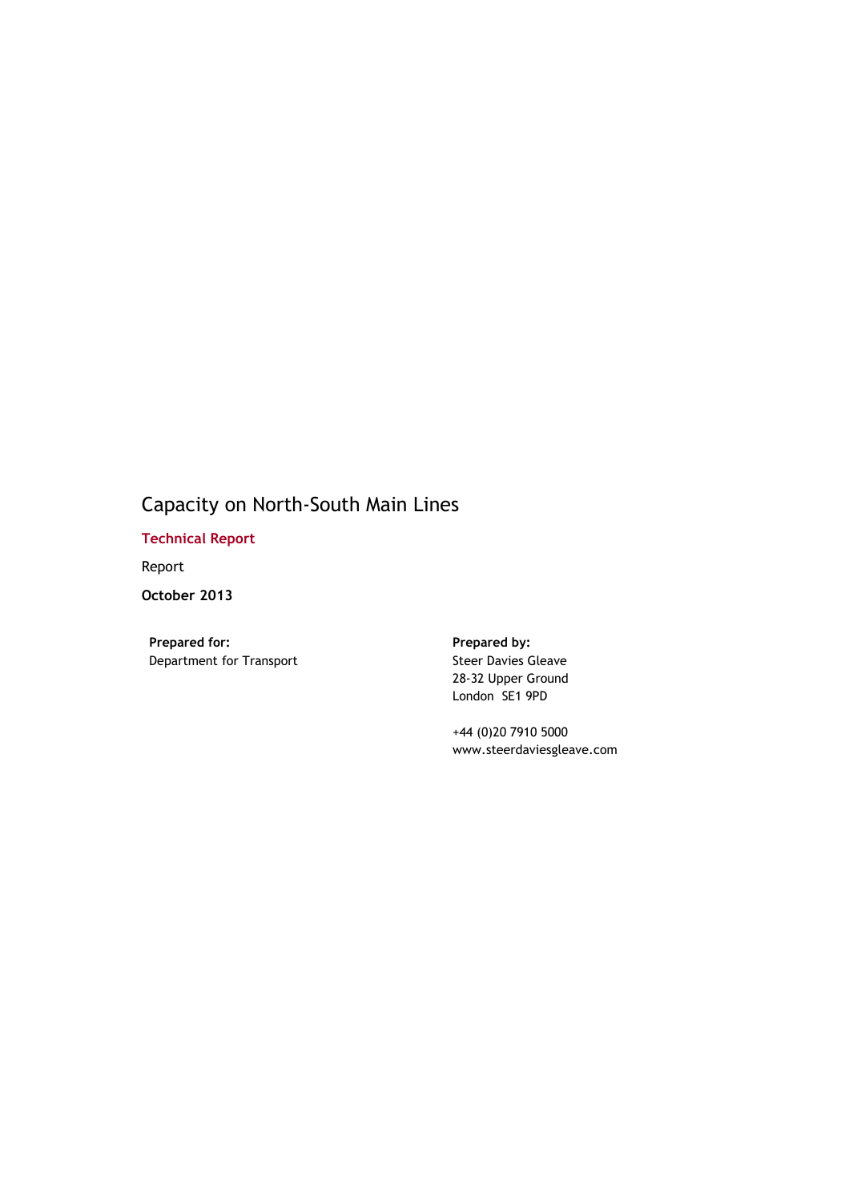# Capacity on North-South Main Lines

## Technical Report

Report

**October 2013**

**Prepared for:**
Department for Transport

**Prepared by:**
Steer Davies Gleave
28-32 Upper Ground
London SE1 9PD

+44 (0)20 7910 5000
www.steerdaviesgleave.com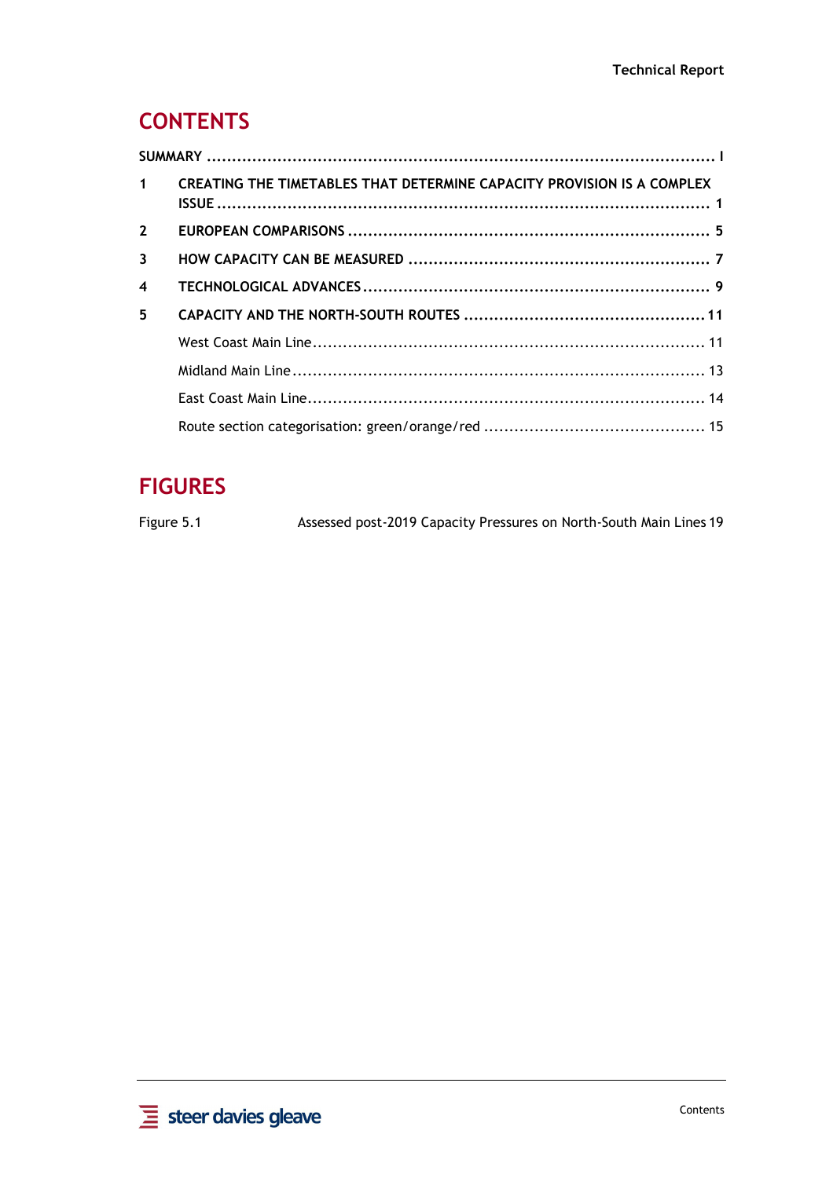# CONTENTS

SUMMARY .................................................................................................... I

1 CREATING THE TIMETABLES THAT DETERMINE CAPACITY PROVISION IS A COMPLEX ISSUE .................................................................................................... 1

2 EUROPEAN COMPARISONS .................................................................................... 5

3 HOW CAPACITY CAN BE MEASURED .................................................................... 7

4 TECHNOLOGICAL ADVANCES .................................................................................... 9

5 CAPACITY AND THE NORTH-SOUTH ROUTES .................................................. 11

West Coast Main Line .................................................................................... 11

Midland Main Line .................................................................................... 13

East Coast Main Line .................................................................................... 14

Route section categorisation: green/orange/red .............................................. 15

# FIGURES

Figure 5.1 Assessed post-2019 Capacity Pressures on North-South Main Lines 19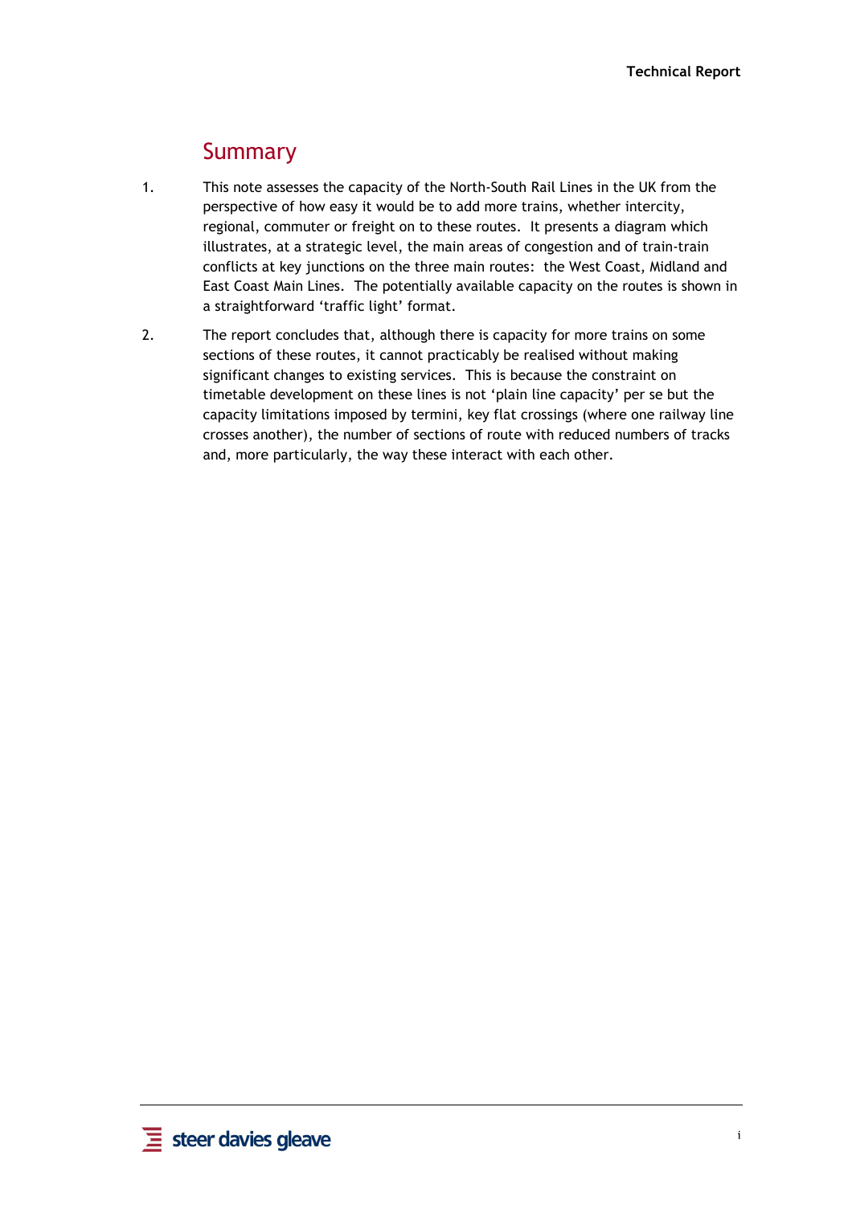# Summary

1. This note assesses the capacity of the North-South Rail Lines in the UK from the perspective of how easy it would be to add more trains, whether intercity, regional, commuter or freight on to these routes. It presents a diagram which illustrates, at a strategic level, the main areas of congestion and of train-train conflicts at key junctions on the three main routes: the West Coast, Midland and East Coast Main Lines. The potentially available capacity on the routes is shown in a straightforward 'traffic light' format.

2. The report concludes that, although there is capacity for more trains on some sections of these routes, it cannot practicably be realised without making significant changes to existing services. This is because the constraint on timetable development on these lines is not 'plain line capacity' per se but the capacity limitations imposed by termini, key flat crossings (where one railway line crosses another), the number of sections of route with reduced numbers of tracks and, more particularly, the way these interact with each other.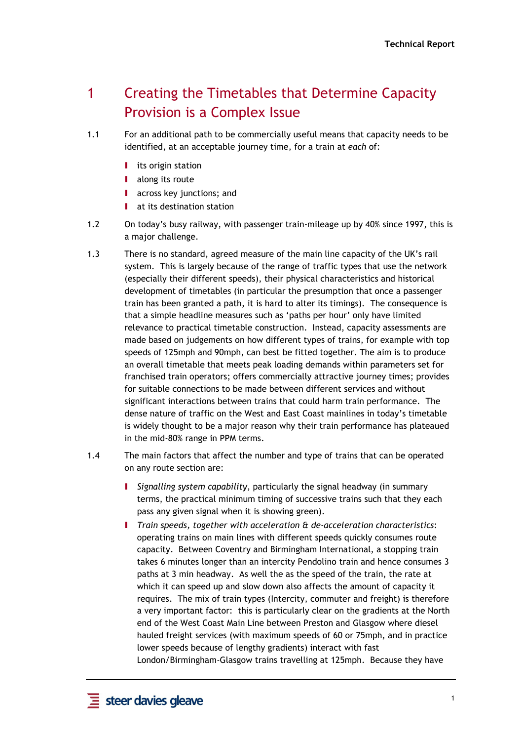# 1 Creating the Timetables that Determine Capacity Provision is a Complex Issue

1.1 For an additional path to be commercially useful means that capacity needs to be identified, at an acceptable journey time, for a train at *each* of:

- its origin station
- along its route
- across key junctions; and
- at its destination station

1.2 On today's busy railway, with passenger train-mileage up by 40% since 1997, this is a major challenge.

1.3 There is no standard, agreed measure of the main line capacity of the UK's rail system. This is largely because of the range of traffic types that use the network (especially their different speeds), their physical characteristics and historical development of timetables (in particular the presumption that once a passenger train has been granted a path, it is hard to alter its timings). The consequence is that a simple headline measures such as 'paths per hour' only have limited relevance to practical timetable construction. Instead, capacity assessments are made based on judgements on how different types of trains, for example with top speeds of 125mph and 90mph, can best be fitted together. The aim is to produce an overall timetable that meets peak loading demands within parameters set for franchised train operators; offers commercially attractive journey times; provides for suitable connections to be made between different services and without significant interactions between trains that could harm train performance. The dense nature of traffic on the West and East Coast mainlines in today's timetable is widely thought to be a major reason why their train performance has plateaued in the mid-80% range in PPM terms.

1.4 The main factors that affect the number and type of trains that can be operated on any route section are:

- *Signalling system capability*, particularly the signal headway (in summary terms, the practical minimum timing of successive trains such that they each pass any given signal when it is showing green).
- *Train speeds, together with acceleration & de-acceleration characteristics*: operating trains on main lines with different speeds quickly consumes route capacity. Between Coventry and Birmingham International, a stopping train takes 6 minutes longer than an intercity Pendolino train and hence consumes 3 paths at 3 min headway. As well the as the speed of the train, the rate at which it can speed up and slow down also affects the amount of capacity it requires. The mix of train types (Intercity, commuter and freight) is therefore a very important factor: this is particularly clear on the gradients at the North end of the West Coast Main Line between Preston and Glasgow where diesel hauled freight services (with maximum speeds of 60 or 75mph, and in practice lower speeds because of lengthy gradients) interact with fast London/Birmingham-Glasgow trains travelling at 125mph. Because they have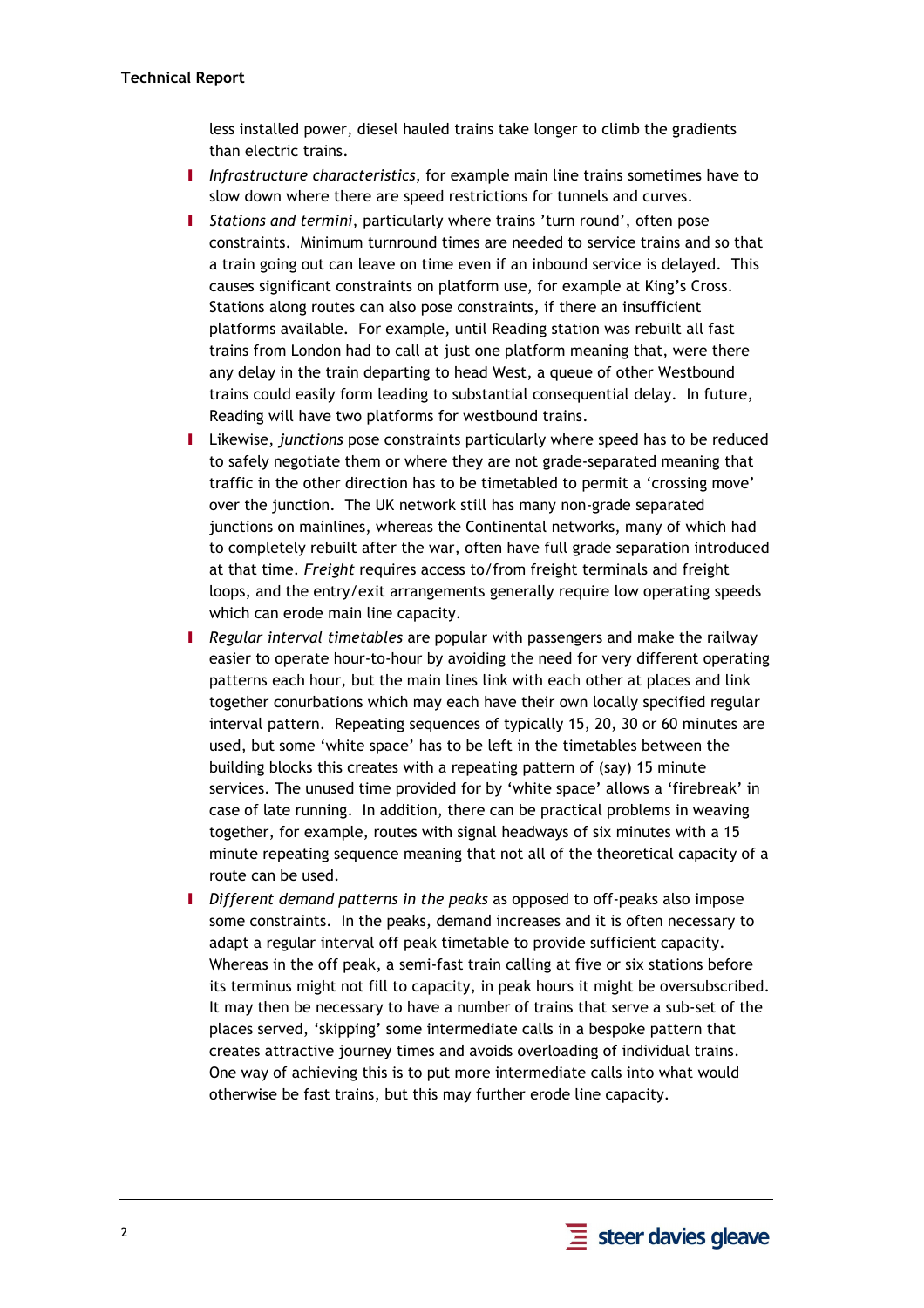less installed power, diesel hauled trains take longer to climb the gradients than electric trains.

- *Infrastructure characteristics*, for example main line trains sometimes have to slow down where there are speed restrictions for tunnels and curves.
- *Stations and termini*, particularly where trains 'turn round', often pose constraints. Minimum turnround times are needed to service trains and so that a train going out can leave on time even if an inbound service is delayed. This causes significant constraints on platform use, for example at King's Cross. Stations along routes can also pose constraints, if there an insufficient platforms available. For example, until Reading station was rebuilt all fast trains from London had to call at just one platform meaning that, were there any delay in the train departing to head West, a queue of other Westbound trains could easily form leading to substantial consequential delay. In future, Reading will have two platforms for westbound trains.
- Likewise, *junctions* pose constraints particularly where speed has to be reduced to safely negotiate them or where they are not grade-separated meaning that traffic in the other direction has to be timetabled to permit a 'crossing move' over the junction. The UK network still has many non-grade separated junctions on mainlines, whereas the Continental networks, many of which had to completely rebuilt after the war, often have full grade separation introduced at that time. *Freight* requires access to/from freight terminals and freight loops, and the entry/exit arrangements generally require low operating speeds which can erode main line capacity.
- *Regular interval timetables* are popular with passengers and make the railway easier to operate hour-to-hour by avoiding the need for very different operating patterns each hour, but the main lines link with each other at places and link together conurbations which may each have their own locally specified regular interval pattern. Repeating sequences of typically 15, 20, 30 or 60 minutes are used, but some 'white space' has to be left in the timetables between the building blocks this creates with a repeating pattern of (say) 15 minute services. The unused time provided for by 'white space' allows a 'firebreak' in case of late running. In addition, there can be practical problems in weaving together, for example, routes with signal headways of six minutes with a 15 minute repeating sequence meaning that not all of the theoretical capacity of a route can be used.
- *Different demand patterns in the peaks* as opposed to off-peaks also impose some constraints. In the peaks, demand increases and it is often necessary to adapt a regular interval off peak timetable to provide sufficient capacity. Whereas in the off peak, a semi-fast train calling at five or six stations before its terminus might not fill to capacity, in peak hours it might be oversubscribed. It may then be necessary to have a number of trains that serve a sub-set of the places served, 'skipping' some intermediate calls in a bespoke pattern that creates attractive journey times and avoids overloading of individual trains. One way of achieving this is to put more intermediate calls into what would otherwise be fast trains, but this may further erode line capacity.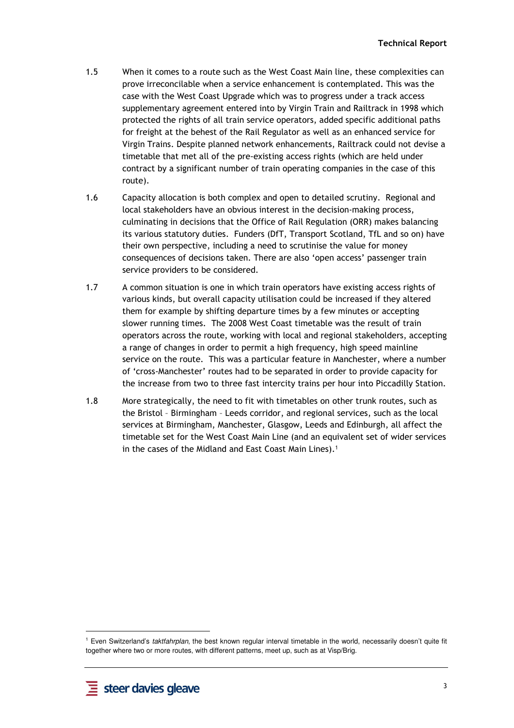1.5 When it comes to a route such as the West Coast Main line, these complexities can prove irreconcilable when a service enhancement is contemplated. This was the case with the West Coast Upgrade which was to progress under a track access supplementary agreement entered into by Virgin Train and Railtrack in 1998 which protected the rights of all train service operators, added specific additional paths for freight at the behest of the Rail Regulator as well as an enhanced service for Virgin Trains. Despite planned network enhancements, Railtrack could not devise a timetable that met all of the pre-existing access rights (which are held under contract by a significant number of train operating companies in the case of this route).

1.6 Capacity allocation is both complex and open to detailed scrutiny. Regional and local stakeholders have an obvious interest in the decision-making process, culminating in decisions that the Office of Rail Regulation (ORR) makes balancing its various statutory duties. Funders (DfT, Transport Scotland, TfL and so on) have their own perspective, including a need to scrutinise the value for money consequences of decisions taken. There are also 'open access' passenger train service providers to be considered.

1.7 A common situation is one in which train operators have existing access rights of various kinds, but overall capacity utilisation could be increased if they altered them for example by shifting departure times by a few minutes or accepting slower running times. The 2008 West Coast timetable was the result of train operators across the route, working with local and regional stakeholders, accepting a range of changes in order to permit a high frequency, high speed mainline service on the route. This was a particular feature in Manchester, where a number of 'cross-Manchester' routes had to be separated in order to provide capacity for the increase from two to three fast intercity trains per hour into Piccadilly Station.

1.8 More strategically, the need to fit with timetables on other trunk routes, such as the Bristol – Birmingham – Leeds corridor, and regional services, such as the local services at Birmingham, Manchester, Glasgow, Leeds and Edinburgh, all affect the timetable set for the West Coast Main Line (and an equivalent set of wider services in the cases of the Midland and East Coast Main Lines).[1]

[1] Even Switzerland's *taktfahrplan*, the best known regular interval timetable in the world, necessarily doesn't quite fit together where two or more routes, with different patterns, meet up, such as at Visp/Brig.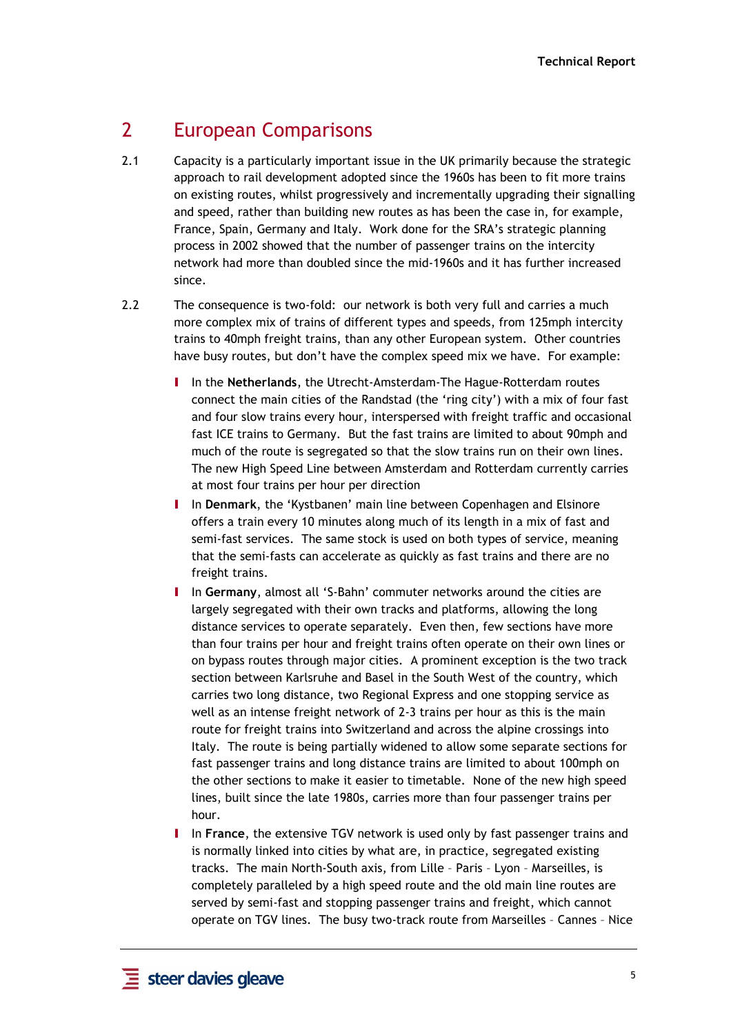## 2 European Comparisons

2.1 Capacity is a particularly important issue in the UK primarily because the strategic approach to rail development adopted since the 1960s has been to fit more trains on existing routes, whilst progressively and incrementally upgrading their signalling and speed, rather than building new routes as has been the case in, for example, France, Spain, Germany and Italy. Work done for the SRA's strategic planning process in 2002 showed that the number of passenger trains on the intercity network had more than doubled since the mid-1960s and it has further increased since.

2.2 The consequence is two-fold: our network is both very full and carries a much more complex mix of trains of different types and speeds, from 125mph intercity trains to 40mph freight trains, than any other European system. Other countries have busy routes, but don't have the complex speed mix we have. For example:

- In the **Netherlands**, the Utrecht-Amsterdam-The Hague-Rotterdam routes connect the main cities of the Randstad (the 'ring city') with a mix of four fast and four slow trains every hour, interspersed with freight traffic and occasional fast ICE trains to Germany. But the fast trains are limited to about 90mph and much of the route is segregated so that the slow trains run on their own lines. The new High Speed Line between Amsterdam and Rotterdam currently carries at most four trains per hour per direction
- In **Denmark**, the 'Kystbanen' main line between Copenhagen and Elsinore offers a train every 10 minutes along much of its length in a mix of fast and semi-fast services. The same stock is used on both types of service, meaning that the semi-fasts can accelerate as quickly as fast trains and there are no freight trains.
- In **Germany**, almost all 'S-Bahn' commuter networks around the cities are largely segregated with their own tracks and platforms, allowing the long distance services to operate separately. Even then, few sections have more than four trains per hour and freight trains often operate on their own lines or on bypass routes through major cities. A prominent exception is the two track section between Karlsruhe and Basel in the South West of the country, which carries two long distance, two Regional Express and one stopping service as well as an intense freight network of 2-3 trains per hour as this is the main route for freight trains into Switzerland and across the alpine crossings into Italy. The route is being partially widened to allow some separate sections for fast passenger trains and long distance trains are limited to about 100mph on the other sections to make it easier to timetable. None of the new high speed lines, built since the late 1980s, carries more than four passenger trains per hour.
- In **France**, the extensive TGV network is used only by fast passenger trains and is normally linked into cities by what are, in practice, segregated existing tracks. The main North-South axis, from Lille – Paris – Lyon – Marseilles, is completely paralleled by a high speed route and the old main line routes are served by semi-fast and stopping passenger trains and freight, which cannot operate on TGV lines. The busy two-track route from Marseilles – Cannes – Nice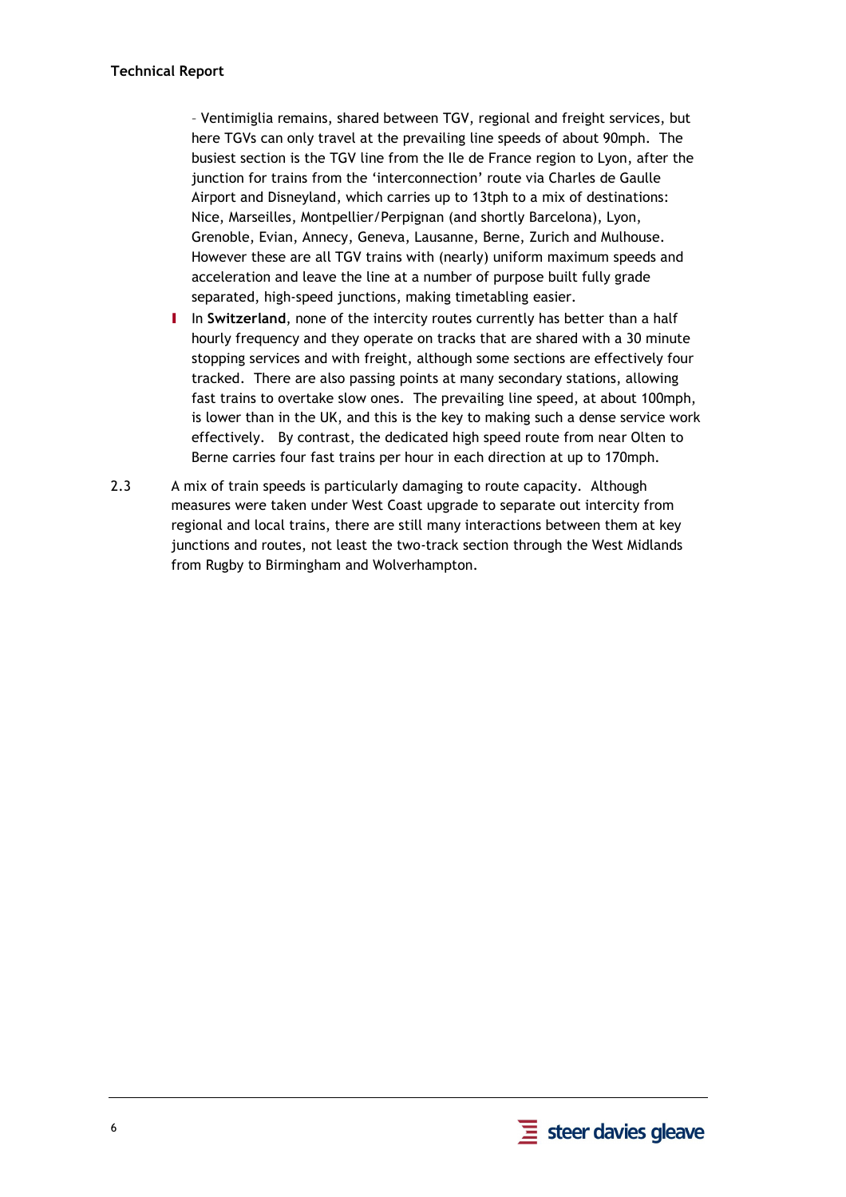– Ventimiglia remains, shared between TGV, regional and freight services, but here TGVs can only travel at the prevailing line speeds of about 90mph. The busiest section is the TGV line from the Ile de France region to Lyon, after the junction for trains from the 'interconnection' route via Charles de Gaulle Airport and Disneyland, which carries up to 13tph to a mix of destinations: Nice, Marseilles, Montpellier/Perpignan (and shortly Barcelona), Lyon, Grenoble, Evian, Annecy, Geneva, Lausanne, Berne, Zurich and Mulhouse. However these are all TGV trains with (nearly) uniform maximum speeds and acceleration and leave the line at a number of purpose built fully grade separated, high-speed junctions, making timetabling easier.

- In **Switzerland**, none of the intercity routes currently has better than a half hourly frequency and they operate on tracks that are shared with a 30 minute stopping services and with freight, although some sections are effectively four tracked. There are also passing points at many secondary stations, allowing fast trains to overtake slow ones. The prevailing line speed, at about 100mph, is lower than in the UK, and this is the key to making such a dense service work effectively. By contrast, the dedicated high speed route from near Olten to Berne carries four fast trains per hour in each direction at up to 170mph.

2.3 A mix of train speeds is particularly damaging to route capacity. Although measures were taken under West Coast upgrade to separate out intercity from regional and local trains, there are still many interactions between them at key junctions and routes, not least the two-track section through the West Midlands from Rugby to Birmingham and Wolverhampton.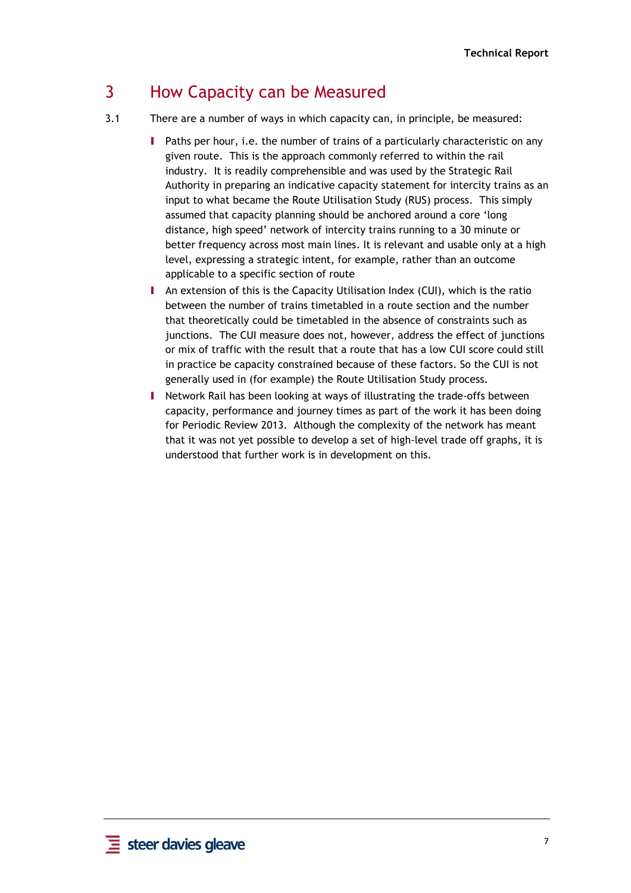# 3 How Capacity can be Measured

3.1 There are a number of ways in which capacity can, in principle, be measured:

- Paths per hour, i.e. the number of trains of a particularly characteristic on any given route. This is the approach commonly referred to within the rail industry. It is readily comprehensible and was used by the Strategic Rail Authority in preparing an indicative capacity statement for intercity trains as an input to what became the Route Utilisation Study (RUS) process. This simply assumed that capacity planning should be anchored around a core 'long distance, high speed' network of intercity trains running to a 30 minute or better frequency across most main lines. It is relevant and usable only at a high level, expressing a strategic intent, for example, rather than an outcome applicable to a specific section of route
- An extension of this is the Capacity Utilisation Index (CUI), which is the ratio between the number of trains timetabled in a route section and the number that theoretically could be timetabled in the absence of constraints such as junctions. The CUI measure does not, however, address the effect of junctions or mix of traffic with the result that a route that has a low CUI score could still in practice be capacity constrained because of these factors. So the CUI is not generally used in (for example) the Route Utilisation Study process.
- Network Rail has been looking at ways of illustrating the trade-offs between capacity, performance and journey times as part of the work it has been doing for Periodic Review 2013. Although the complexity of the network has meant that it was not yet possible to develop a set of high-level trade off graphs, it is understood that further work is in development on this.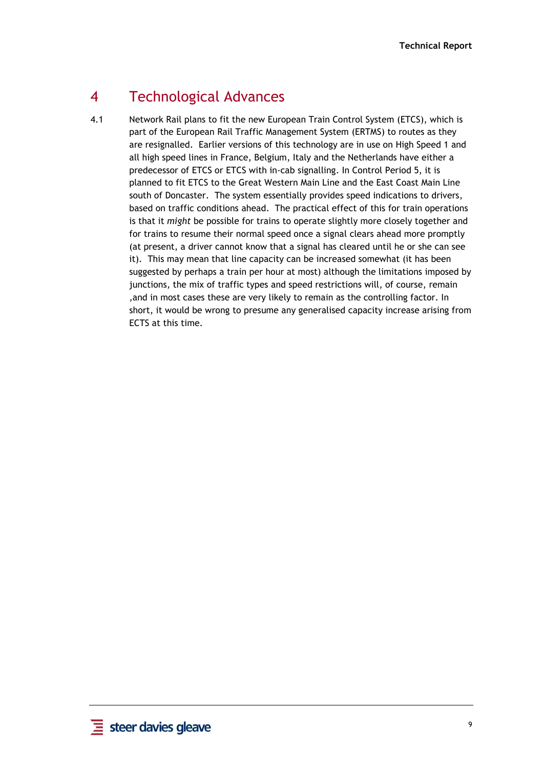# 4 Technological Advances

4.1 Network Rail plans to fit the new European Train Control System (ETCS), which is part of the European Rail Traffic Management System (ERTMS) to routes as they are resignalled. Earlier versions of this technology are in use on High Speed 1 and all high speed lines in France, Belgium, Italy and the Netherlands have either a predecessor of ETCS or ETCS with in-cab signalling. In Control Period 5, it is planned to fit ETCS to the Great Western Main Line and the East Coast Main Line south of Doncaster. The system essentially provides speed indications to drivers, based on traffic conditions ahead. The practical effect of this for train operations is that it *might* be possible for trains to operate slightly more closely together and for trains to resume their normal speed once a signal clears ahead more promptly (at present, a driver cannot know that a signal has cleared until he or she can see it). This may mean that line capacity can be increased somewhat (it has been suggested by perhaps a train per hour at most) although the limitations imposed by junctions, the mix of traffic types and speed restrictions will, of course, remain ,and in most cases these are very likely to remain as the controlling factor. In short, it would be wrong to presume any generalised capacity increase arising from ECTS at this time.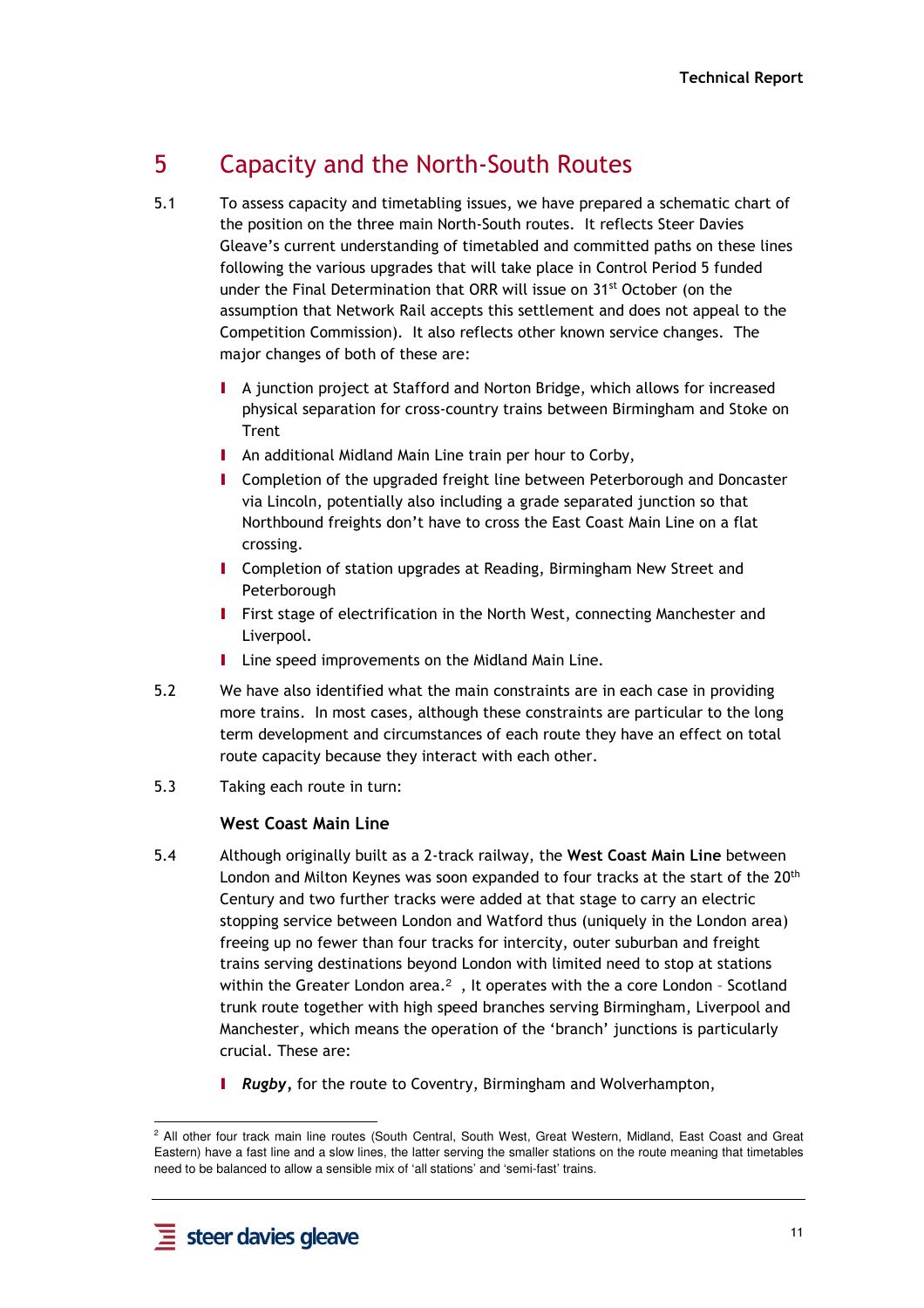# 5 Capacity and the North-South Routes

5.1 To assess capacity and timetabling issues, we have prepared a schematic chart of the position on the three main North-South routes. It reflects Steer Davies Gleave's current understanding of timetabled and committed paths on these lines following the various upgrades that will take place in Control Period 5 funded under the Final Determination that ORR will issue on 31st October (on the assumption that Network Rail accepts this settlement and does not appeal to the Competition Commission). It also reflects other known service changes. The major changes of both of these are:

- A junction project at Stafford and Norton Bridge, which allows for increased physical separation for cross-country trains between Birmingham and Stoke on Trent
- An additional Midland Main Line train per hour to Corby,
- Completion of the upgraded freight line between Peterborough and Doncaster via Lincoln, potentially also including a grade separated junction so that Northbound freights don't have to cross the East Coast Main Line on a flat crossing.
- Completion of station upgrades at Reading, Birmingham New Street and Peterborough
- First stage of electrification in the North West, connecting Manchester and Liverpool.
- Line speed improvements on the Midland Main Line.

5.2 We have also identified what the main constraints are in each case in providing more trains. In most cases, although these constraints are particular to the long term development and circumstances of each route they have an effect on total route capacity because they interact with each other.

5.3 Taking each route in turn:

### West Coast Main Line

5.4 Although originally built as a 2-track railway, the **West Coast Main Line** between London and Milton Keynes was soon expanded to four tracks at the start of the 20th Century and two further tracks were added at that stage to carry an electric stopping service between London and Watford thus (uniquely in the London area) freeing up no fewer than four tracks for intercity, outer suburban and freight trains serving destinations beyond London with limited need to stop at stations within the Greater London area.[2] , It operates with the a core London – Scotland trunk route together with high speed branches serving Birmingham, Liverpool and Manchester, which means the operation of the 'branch' junctions is particularly crucial. These are:

- ***Rugby***, for the route to Coventry, Birmingham and Wolverhampton,

[2] All other four track main line routes (South Central, South West, Great Western, Midland, East Coast and Great Eastern) have a fast line and a slow lines, the latter serving the smaller stations on the route meaning that timetables need to be balanced to allow a sensible mix of 'all stations' and 'semi-fast' trains.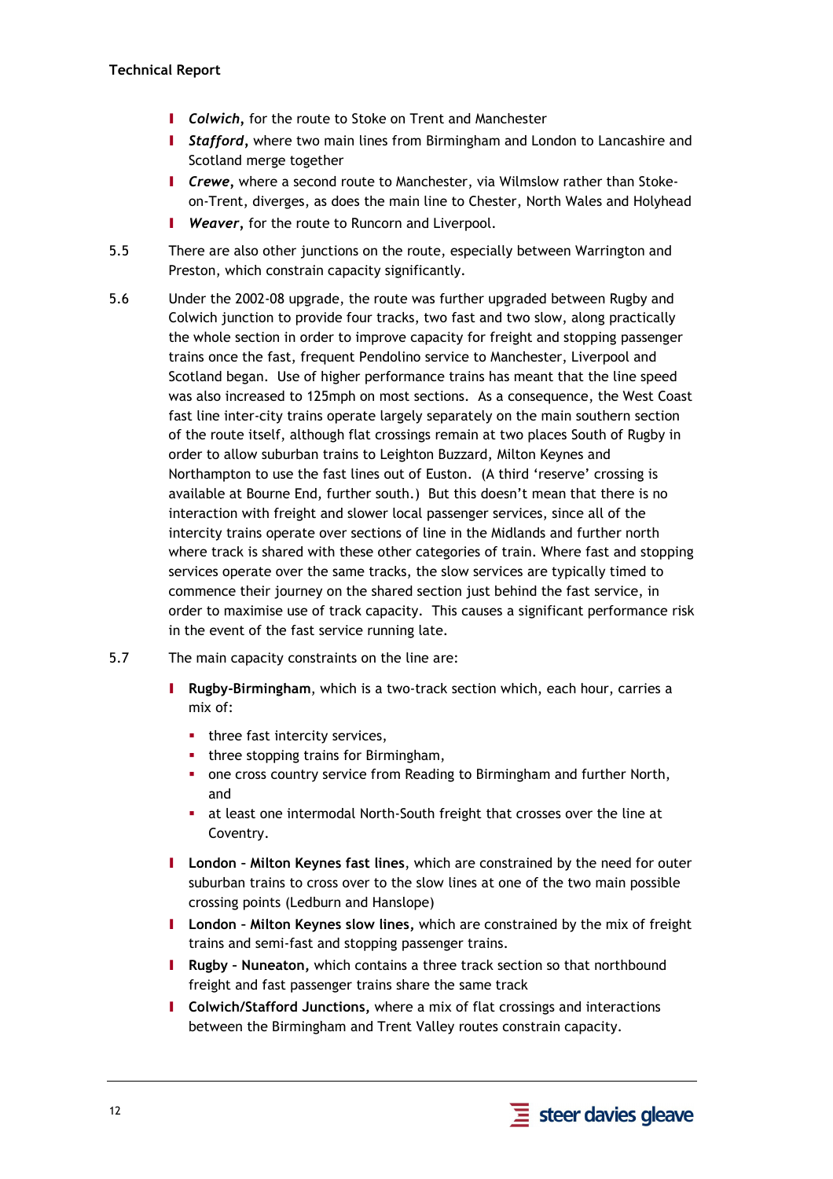- ***Colwich***, for the route to Stoke on Trent and Manchester
- ***Stafford***, where two main lines from Birmingham and London to Lancashire and Scotland merge together
- ***Crewe***, where a second route to Manchester, via Wilmslow rather than Stoke-on-Trent, diverges, as does the main line to Chester, North Wales and Holyhead
- ***Weaver***, for the route to Runcorn and Liverpool.

5.5 There are also other junctions on the route, especially between Warrington and Preston, which constrain capacity significantly.

5.6 Under the 2002-08 upgrade, the route was further upgraded between Rugby and Colwich junction to provide four tracks, two fast and two slow, along practically the whole section in order to improve capacity for freight and stopping passenger trains once the fast, frequent Pendolino service to Manchester, Liverpool and Scotland began. Use of higher performance trains has meant that the line speed was also increased to 125mph on most sections. As a consequence, the West Coast fast line inter-city trains operate largely separately on the main southern section of the route itself, although flat crossings remain at two places South of Rugby in order to allow suburban trains to Leighton Buzzard, Milton Keynes and Northampton to use the fast lines out of Euston. (A third 'reserve' crossing is available at Bourne End, further south.) But this doesn't mean that there is no interaction with freight and slower local passenger services, since all of the intercity trains operate over sections of line in the Midlands and further north where track is shared with these other categories of train. Where fast and stopping services operate over the same tracks, the slow services are typically timed to commence their journey on the shared section just behind the fast service, in order to maximise use of track capacity. This causes a significant performance risk in the event of the fast service running late.

5.7 The main capacity constraints on the line are:

- **Rugby-Birmingham**, which is a two-track section which, each hour, carries a mix of:
  - three fast intercity services,
  - three stopping trains for Birmingham,
  - one cross country service from Reading to Birmingham and further North, and
  - at least one intermodal North-South freight that crosses over the line at Coventry.
- **London – Milton Keynes fast lines**, which are constrained by the need for outer suburban trains to cross over to the slow lines at one of the two main possible crossing points (Ledburn and Hanslope)
- **London – Milton Keynes slow lines,** which are constrained by the mix of freight trains and semi-fast and stopping passenger trains.
- **Rugby – Nuneaton,** which contains a three track section so that northbound freight and fast passenger trains share the same track
- **Colwich/Stafford Junctions,** where a mix of flat crossings and interactions between the Birmingham and Trent Valley routes constrain capacity.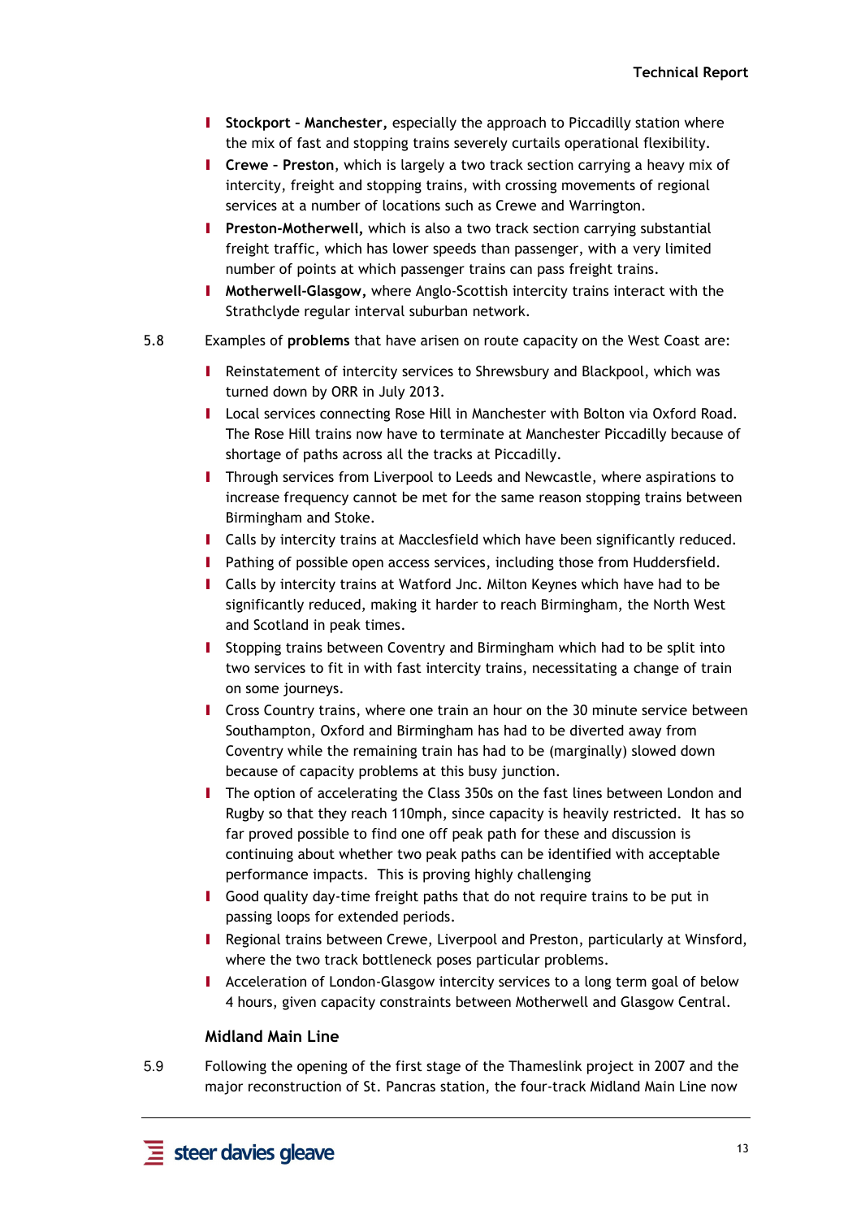- **Stockport – Manchester,** especially the approach to Piccadilly station where the mix of fast and stopping trains severely curtails operational flexibility.
- **Crewe – Preston**, which is largely a two track section carrying a heavy mix of intercity, freight and stopping trains, with crossing movements of regional services at a number of locations such as Crewe and Warrington.
- **Preston-Motherwell,** which is also a two track section carrying substantial freight traffic, which has lower speeds than passenger, with a very limited number of points at which passenger trains can pass freight trains.
- **Motherwell-Glasgow,** where Anglo-Scottish intercity trains interact with the Strathclyde regular interval suburban network.

5.8 Examples of **problems** that have arisen on route capacity on the West Coast are:

- Reinstatement of intercity services to Shrewsbury and Blackpool, which was turned down by ORR in July 2013.
- Local services connecting Rose Hill in Manchester with Bolton via Oxford Road. The Rose Hill trains now have to terminate at Manchester Piccadilly because of shortage of paths across all the tracks at Piccadilly.
- Through services from Liverpool to Leeds and Newcastle, where aspirations to increase frequency cannot be met for the same reason stopping trains between Birmingham and Stoke.
- Calls by intercity trains at Macclesfield which have been significantly reduced.
- Pathing of possible open access services, including those from Huddersfield.
- Calls by intercity trains at Watford Jnc. Milton Keynes which have had to be significantly reduced, making it harder to reach Birmingham, the North West and Scotland in peak times.
- Stopping trains between Coventry and Birmingham which had to be split into two services to fit in with fast intercity trains, necessitating a change of train on some journeys.
- Cross Country trains, where one train an hour on the 30 minute service between Southampton, Oxford and Birmingham has had to be diverted away from Coventry while the remaining train has had to be (marginally) slowed down because of capacity problems at this busy junction.
- The option of accelerating the Class 350s on the fast lines between London and Rugby so that they reach 110mph, since capacity is heavily restricted. It has so far proved possible to find one off peak path for these and discussion is continuing about whether two peak paths can be identified with acceptable performance impacts. This is proving highly challenging
- Good quality day-time freight paths that do not require trains to be put in passing loops for extended periods.
- Regional trains between Crewe, Liverpool and Preston, particularly at Winsford, where the two track bottleneck poses particular problems.
- Acceleration of London-Glasgow intercity services to a long term goal of below 4 hours, given capacity constraints between Motherwell and Glasgow Central.

### Midland Main Line

5.9 Following the opening of the first stage of the Thameslink project in 2007 and the major reconstruction of St. Pancras station, the four-track Midland Main Line now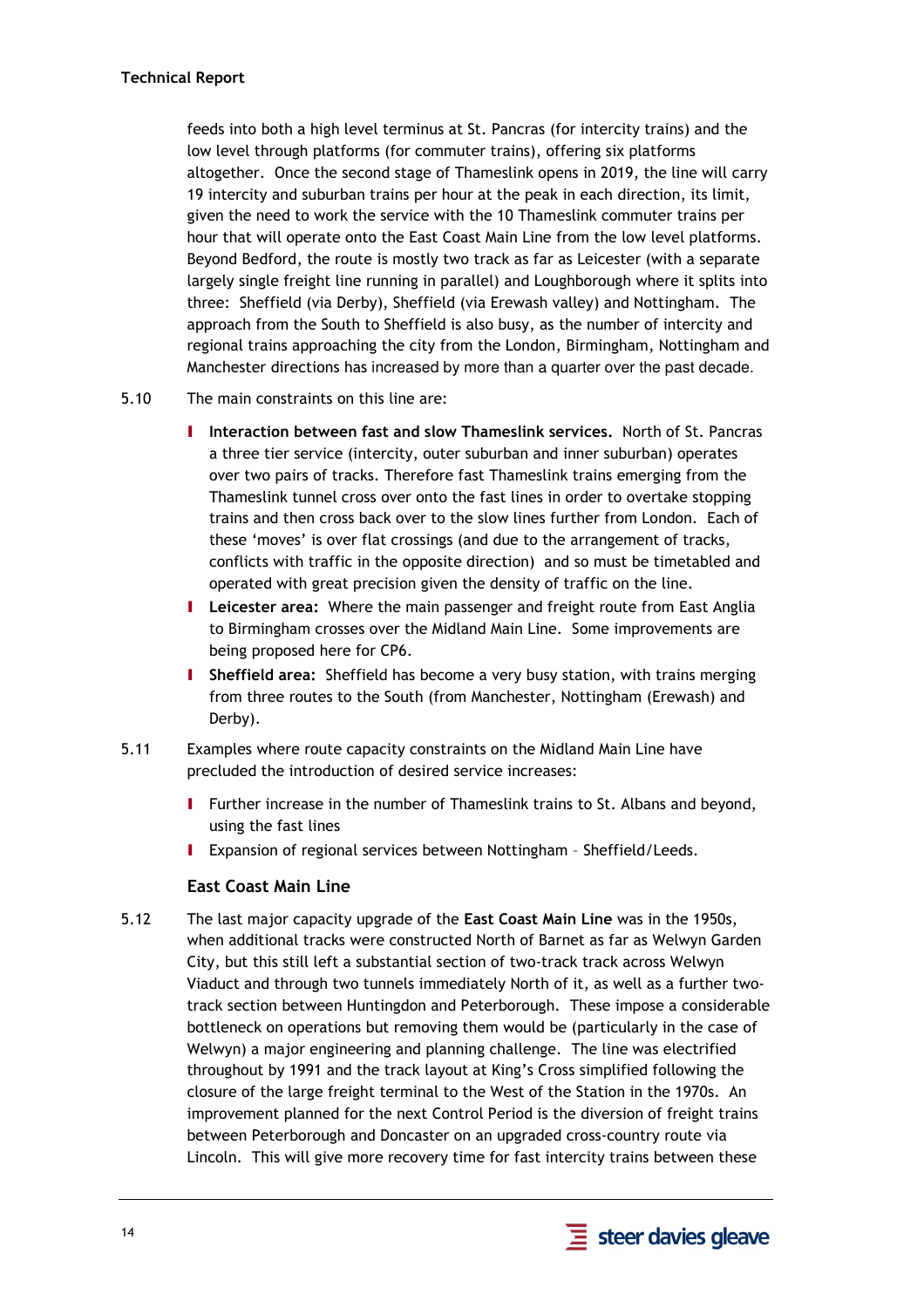feeds into both a high level terminus at St. Pancras (for intercity trains) and the low level through platforms (for commuter trains), offering six platforms altogether. Once the second stage of Thameslink opens in 2019, the line will carry 19 intercity and suburban trains per hour at the peak in each direction, its limit, given the need to work the service with the 10 Thameslink commuter trains per hour that will operate onto the East Coast Main Line from the low level platforms. Beyond Bedford, the route is mostly two track as far as Leicester (with a separate largely single freight line running in parallel) and Loughborough where it splits into three: Sheffield (via Derby), Sheffield (via Erewash valley) and Nottingham. The approach from the South to Sheffield is also busy, as the number of intercity and regional trains approaching the city from the London, Birmingham, Nottingham and Manchester directions has increased by more than a quarter over the past decade.

5.10 The main constraints on this line are:

- **Interaction between fast and slow Thameslink services.** North of St. Pancras a three tier service (intercity, outer suburban and inner suburban) operates over two pairs of tracks. Therefore fast Thameslink trains emerging from the Thameslink tunnel cross over onto the fast lines in order to overtake stopping trains and then cross back over to the slow lines further from London. Each of these 'moves' is over flat crossings (and due to the arrangement of tracks, conflicts with traffic in the opposite direction) and so must be timetabled and operated with great precision given the density of traffic on the line.
- **Leicester area:** Where the main passenger and freight route from East Anglia to Birmingham crosses over the Midland Main Line. Some improvements are being proposed here for CP6.
- **Sheffield area:** Sheffield has become a very busy station, with trains merging from three routes to the South (from Manchester, Nottingham (Erewash) and Derby).

5.11 Examples where route capacity constraints on the Midland Main Line have precluded the introduction of desired service increases:

- Further increase in the number of Thameslink trains to St. Albans and beyond, using the fast lines
- Expansion of regional services between Nottingham – Sheffield/Leeds.

### East Coast Main Line

5.12 The last major capacity upgrade of the **East Coast Main Line** was in the 1950s, when additional tracks were constructed North of Barnet as far as Welwyn Garden City, but this still left a substantial section of two-track track across Welwyn Viaduct and through two tunnels immediately North of it, as well as a further two-track section between Huntingdon and Peterborough. These impose a considerable bottleneck on operations but removing them would be (particularly in the case of Welwyn) a major engineering and planning challenge. The line was electrified throughout by 1991 and the track layout at King's Cross simplified following the closure of the large freight terminal to the West of the Station in the 1970s. An improvement planned for the next Control Period is the diversion of freight trains between Peterborough and Doncaster on an upgraded cross-country route via Lincoln. This will give more recovery time for fast intercity trains between these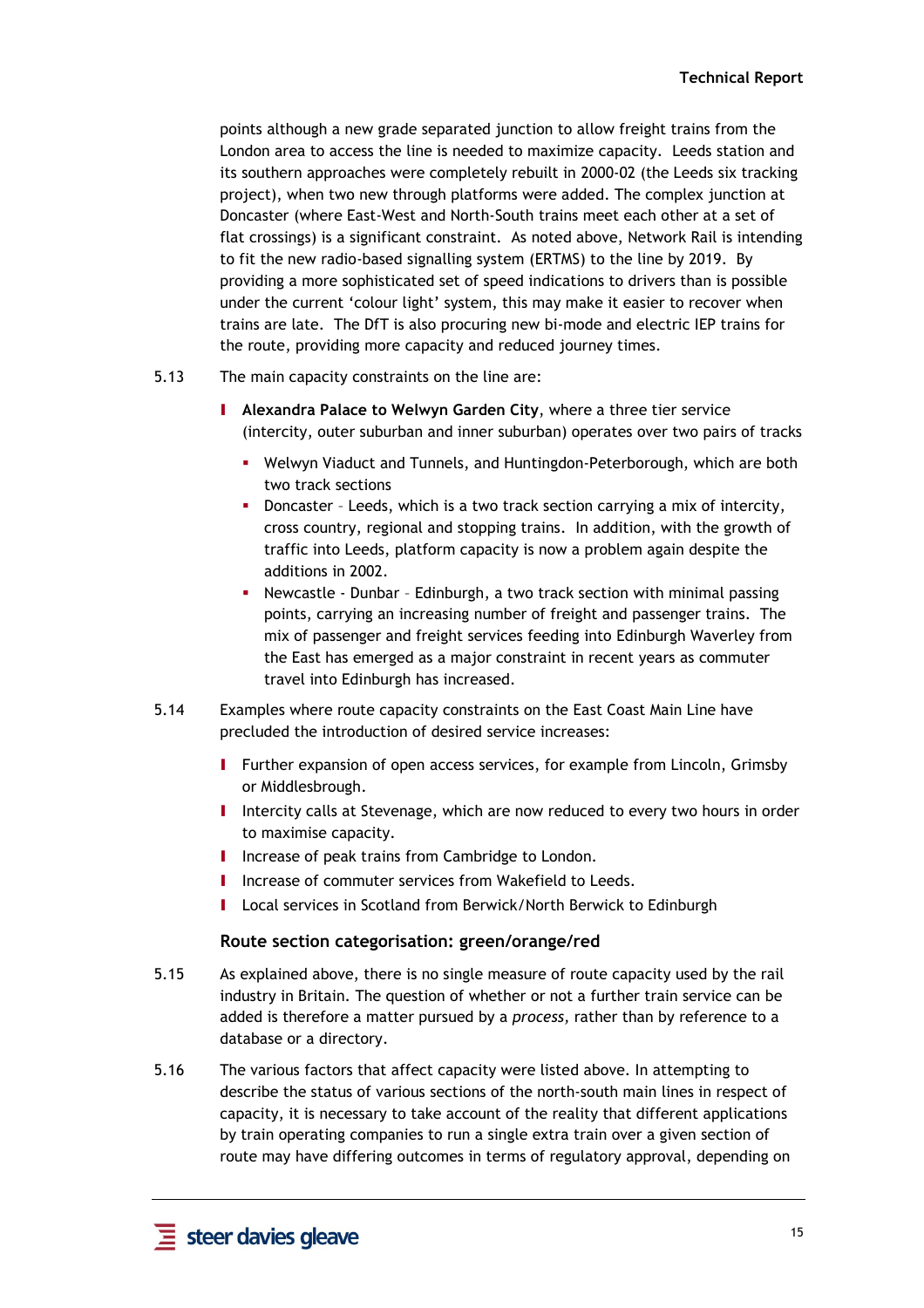points although a new grade separated junction to allow freight trains from the London area to access the line is needed to maximize capacity. Leeds station and its southern approaches were completely rebuilt in 2000-02 (the Leeds six tracking project), when two new through platforms were added. The complex junction at Doncaster (where East-West and North-South trains meet each other at a set of flat crossings) is a significant constraint. As noted above, Network Rail is intending to fit the new radio-based signalling system (ERTMS) to the line by 2019. By providing a more sophisticated set of speed indications to drivers than is possible under the current 'colour light' system, this may make it easier to recover when trains are late. The DfT is also procuring new bi-mode and electric IEP trains for the route, providing more capacity and reduced journey times.

5.13 The main capacity constraints on the line are:

- **Alexandra Palace to Welwyn Garden City**, where a three tier service (intercity, outer suburban and inner suburban) operates over two pairs of tracks
  - Welwyn Viaduct and Tunnels, and Huntingdon-Peterborough, which are both two track sections
  - Doncaster – Leeds, which is a two track section carrying a mix of intercity, cross country, regional and stopping trains. In addition, with the growth of traffic into Leeds, platform capacity is now a problem again despite the additions in 2002.
  - Newcastle - Dunbar – Edinburgh, a two track section with minimal passing points, carrying an increasing number of freight and passenger trains. The mix of passenger and freight services feeding into Edinburgh Waverley from the East has emerged as a major constraint in recent years as commuter travel into Edinburgh has increased.

5.14 Examples where route capacity constraints on the East Coast Main Line have precluded the introduction of desired service increases:

- Further expansion of open access services, for example from Lincoln, Grimsby or Middlesbrough.
- Intercity calls at Stevenage, which are now reduced to every two hours in order to maximise capacity.
- Increase of peak trains from Cambridge to London.
- Increase of commuter services from Wakefield to Leeds.
- Local services in Scotland from Berwick/North Berwick to Edinburgh

### Route section categorisation: green/orange/red

5.15 As explained above, there is no single measure of route capacity used by the rail industry in Britain. The question of whether or not a further train service can be added is therefore a matter pursued by a *process*, rather than by reference to a database or a directory.

5.16 The various factors that affect capacity were listed above. In attempting to describe the status of various sections of the north-south main lines in respect of capacity, it is necessary to take account of the reality that different applications by train operating companies to run a single extra train over a given section of route may have differing outcomes in terms of regulatory approval, depending on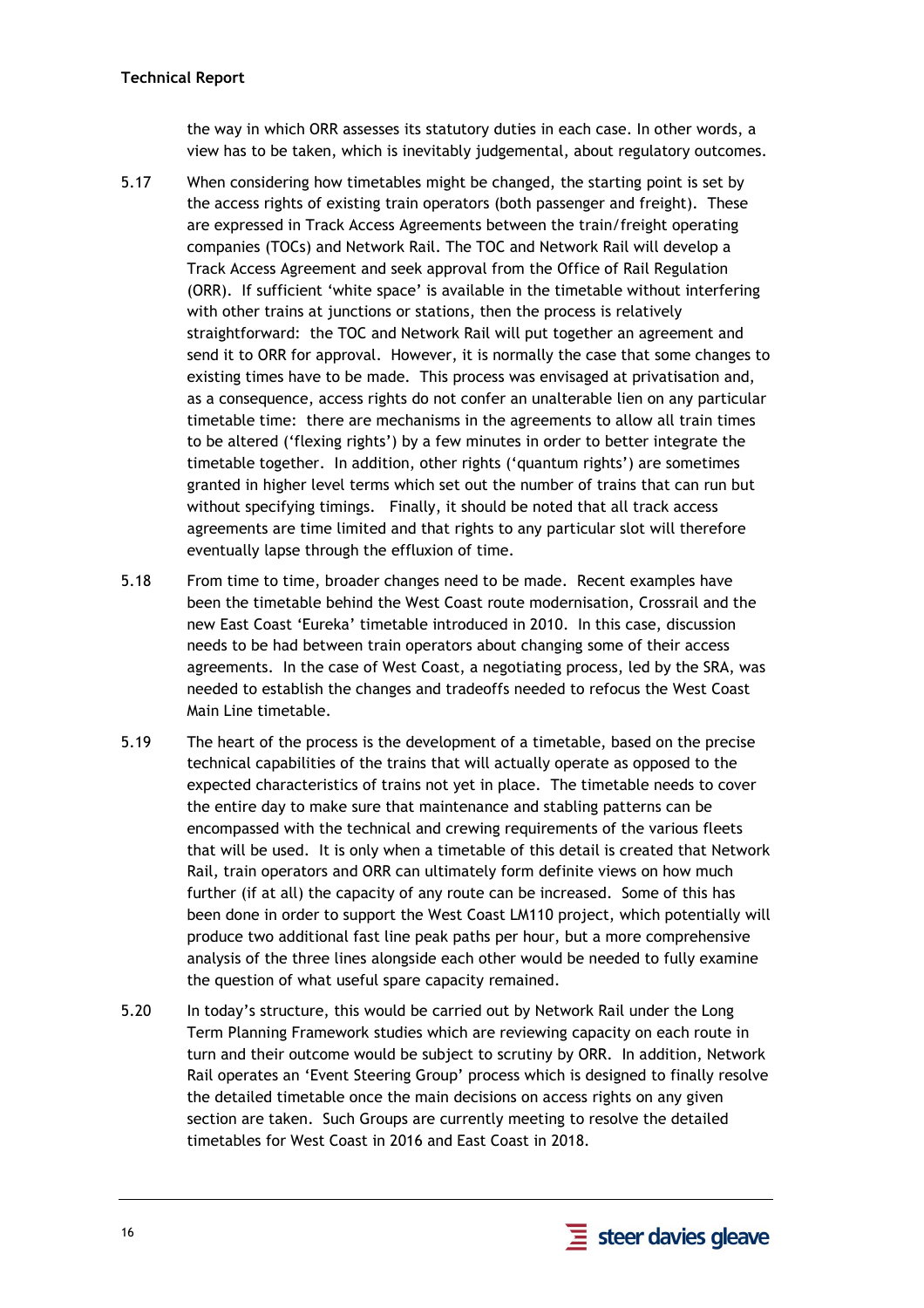the way in which ORR assesses its statutory duties in each case. In other words, a view has to be taken, which is inevitably judgemental, about regulatory outcomes.

5.17 When considering how timetables might be changed, the starting point is set by the access rights of existing train operators (both passenger and freight). These are expressed in Track Access Agreements between the train/freight operating companies (TOCs) and Network Rail. The TOC and Network Rail will develop a Track Access Agreement and seek approval from the Office of Rail Regulation (ORR). If sufficient 'white space' is available in the timetable without interfering with other trains at junctions or stations, then the process is relatively straightforward: the TOC and Network Rail will put together an agreement and send it to ORR for approval. However, it is normally the case that some changes to existing times have to be made. This process was envisaged at privatisation and, as a consequence, access rights do not confer an unalterable lien on any particular timetable time: there are mechanisms in the agreements to allow all train times to be altered ('flexing rights') by a few minutes in order to better integrate the timetable together. In addition, other rights ('quantum rights') are sometimes granted in higher level terms which set out the number of trains that can run but without specifying timings. Finally, it should be noted that all track access agreements are time limited and that rights to any particular slot will therefore eventually lapse through the effluxion of time.

5.18 From time to time, broader changes need to be made. Recent examples have been the timetable behind the West Coast route modernisation, Crossrail and the new East Coast 'Eureka' timetable introduced in 2010. In this case, discussion needs to be had between train operators about changing some of their access agreements. In the case of West Coast, a negotiating process, led by the SRA, was needed to establish the changes and tradeoffs needed to refocus the West Coast Main Line timetable.

5.19 The heart of the process is the development of a timetable, based on the precise technical capabilities of the trains that will actually operate as opposed to the expected characteristics of trains not yet in place. The timetable needs to cover the entire day to make sure that maintenance and stabling patterns can be encompassed with the technical and crewing requirements of the various fleets that will be used. It is only when a timetable of this detail is created that Network Rail, train operators and ORR can ultimately form definite views on how much further (if at all) the capacity of any route can be increased. Some of this has been done in order to support the West Coast LM110 project, which potentially will produce two additional fast line peak paths per hour, but a more comprehensive analysis of the three lines alongside each other would be needed to fully examine the question of what useful spare capacity remained.

5.20 In today's structure, this would be carried out by Network Rail under the Long Term Planning Framework studies which are reviewing capacity on each route in turn and their outcome would be subject to scrutiny by ORR. In addition, Network Rail operates an 'Event Steering Group' process which is designed to finally resolve the detailed timetable once the main decisions on access rights on any given section are taken. Such Groups are currently meeting to resolve the detailed timetables for West Coast in 2016 and East Coast in 2018.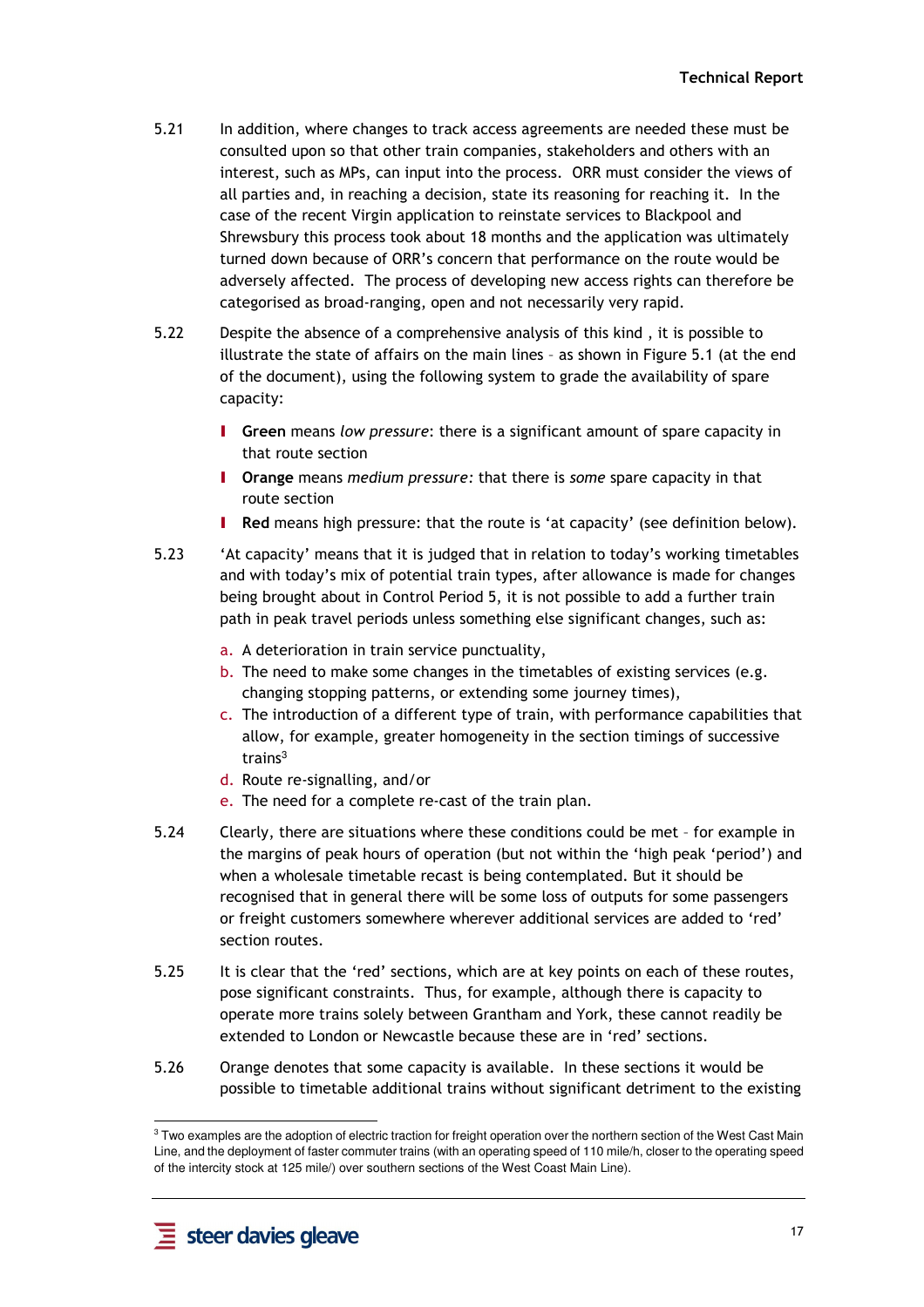5.21 In addition, where changes to track access agreements are needed these must be consulted upon so that other train companies, stakeholders and others with an interest, such as MPs, can input into the process. ORR must consider the views of all parties and, in reaching a decision, state its reasoning for reaching it. In the case of the recent Virgin application to reinstate services to Blackpool and Shrewsbury this process took about 18 months and the application was ultimately turned down because of ORR's concern that performance on the route would be adversely affected. The process of developing new access rights can therefore be categorised as broad-ranging, open and not necessarily very rapid.

5.22 Despite the absence of a comprehensive analysis of this kind , it is possible to illustrate the state of affairs on the main lines – as shown in Figure 5.1 (at the end of the document), using the following system to grade the availability of spare capacity:

- **Green** means *low pressure*: there is a significant amount of spare capacity in that route section
- **Orange** means *medium pressure:* that there is *some* spare capacity in that route section
- **Red** means high pressure: that the route is 'at capacity' (see definition below).

5.23 'At capacity' means that it is judged that in relation to today's working timetables and with today's mix of potential train types, after allowance is made for changes being brought about in Control Period 5, it is not possible to add a further train path in peak travel periods unless something else significant changes, such as:

a. A deterioration in train service punctuality,
b. The need to make some changes in the timetables of existing services (e.g. changing stopping patterns, or extending some journey times),
c. The introduction of a different type of train, with performance capabilities that allow, for example, greater homogeneity in the section timings of successive trains[3]
d. Route re-signalling, and/or
e. The need for a complete re-cast of the train plan.

5.24 Clearly, there are situations where these conditions could be met – for example in the margins of peak hours of operation (but not within the 'high peak 'period') and when a wholesale timetable recast is being contemplated. But it should be recognised that in general there will be some loss of outputs for some passengers or freight customers somewhere wherever additional services are added to 'red' section routes.

5.25 It is clear that the 'red' sections, which are at key points on each of these routes, pose significant constraints. Thus, for example, although there is capacity to operate more trains solely between Grantham and York, these cannot readily be extended to London or Newcastle because these are in 'red' sections.

5.26 Orange denotes that some capacity is available. In these sections it would be possible to timetable additional trains without significant detriment to the existing

[3] Two examples are the adoption of electric traction for freight operation over the northern section of the West Cast Main Line, and the deployment of faster commuter trains (with an operating speed of 110 mile/h, closer to the operating speed of the intercity stock at 125 mile/) over southern sections of the West Coast Main Line).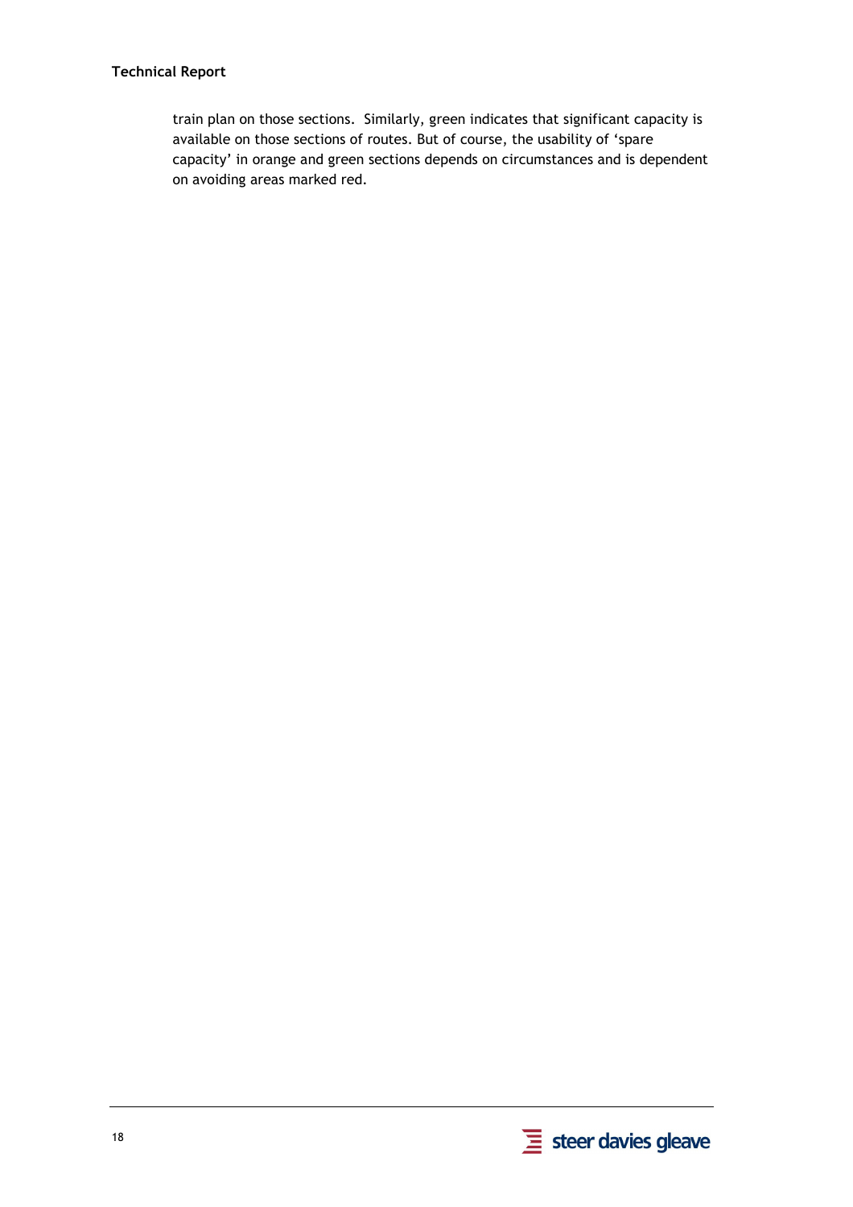train plan on those sections. Similarly, green indicates that significant capacity is available on those sections of routes. But of course, the usability of 'spare capacity' in orange and green sections depends on circumstances and is dependent on avoiding areas marked red.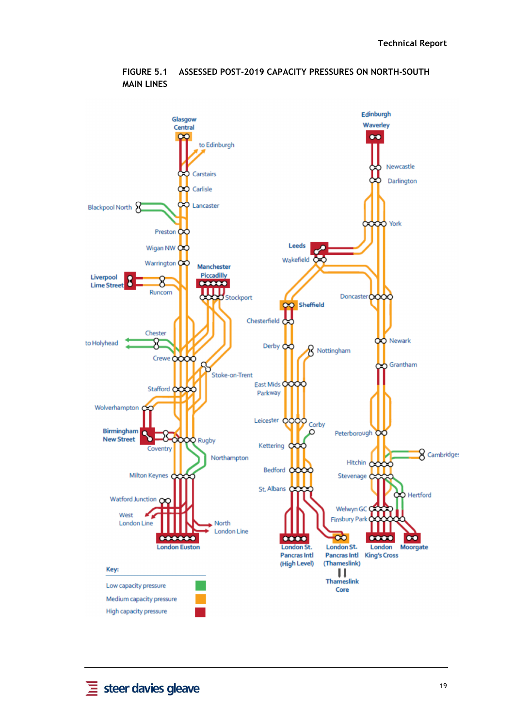FIGURE 5.1 ASSESSED POST-2019 CAPACITY PRESSURES ON NORTH-SOUTH MAIN LINES

Glasgow Central
to Edinburgh
Carstairs
Carlisle
Lancaster
Blackpool North
Preston
Wigan NW
Warrington
Manchester Piccadilly
Liverpool Lime Street
Runcorn
Stockport
Chester
to Holyhead
Crewe
Stoke-on-Trent
Stafford
Wolverhampton
Birmingham New Street
Coventry
Rugby
Northampton
Milton Keynes
Watford Junction
West London Line
North London Line
London Euston

Edinburgh Waverley
Newcastle
Darlington
York
Leeds
Wakefield
Sheffield
Doncaster
Chesterfield
Derby
Nottingham
Newark
Grantham
East Mids Parkway
Leicester
Corby
Kettering
Peterborough
Cambridge
Hitchin
Stevenage
Bedford
St. Albans
Hertford
Welwyn GC
Finsbury Park
London St. Pancras Intl (High Level)
London St. Pancras Intl (Thameslink)
Thameslink Core
London King's Cross
Moorgate

Key:
Low capacity pressure
Medium capacity pressure
High capacity pressure